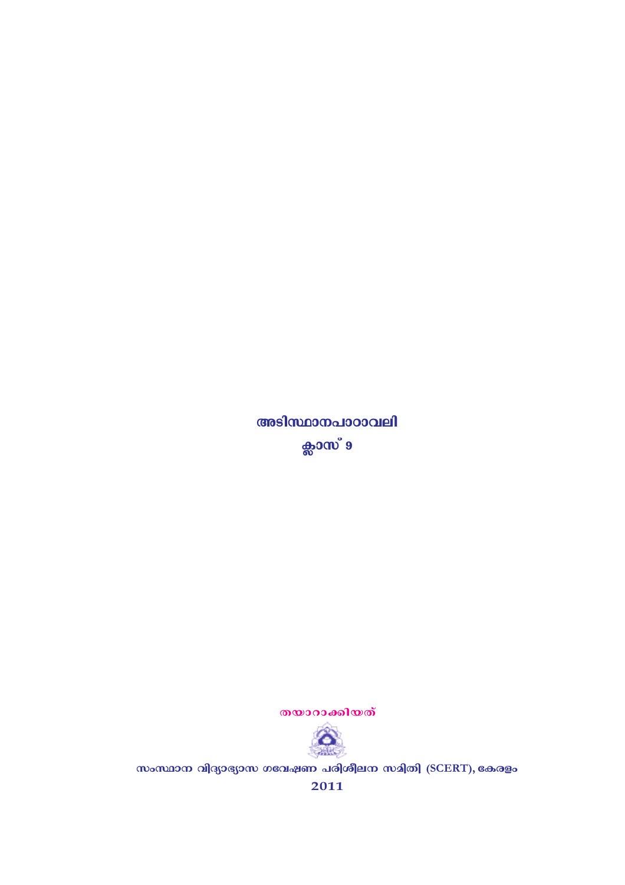# അടിസ്ഥാനപാഠാവലി

## ക്ലാസ് 9

തയാറാക്കിയത്

സംസ്ഥാന വിദ്യാഭ്യാസ ഗവേഷണ പരിശീലന സമിതി (SCERT), കേരളം

2011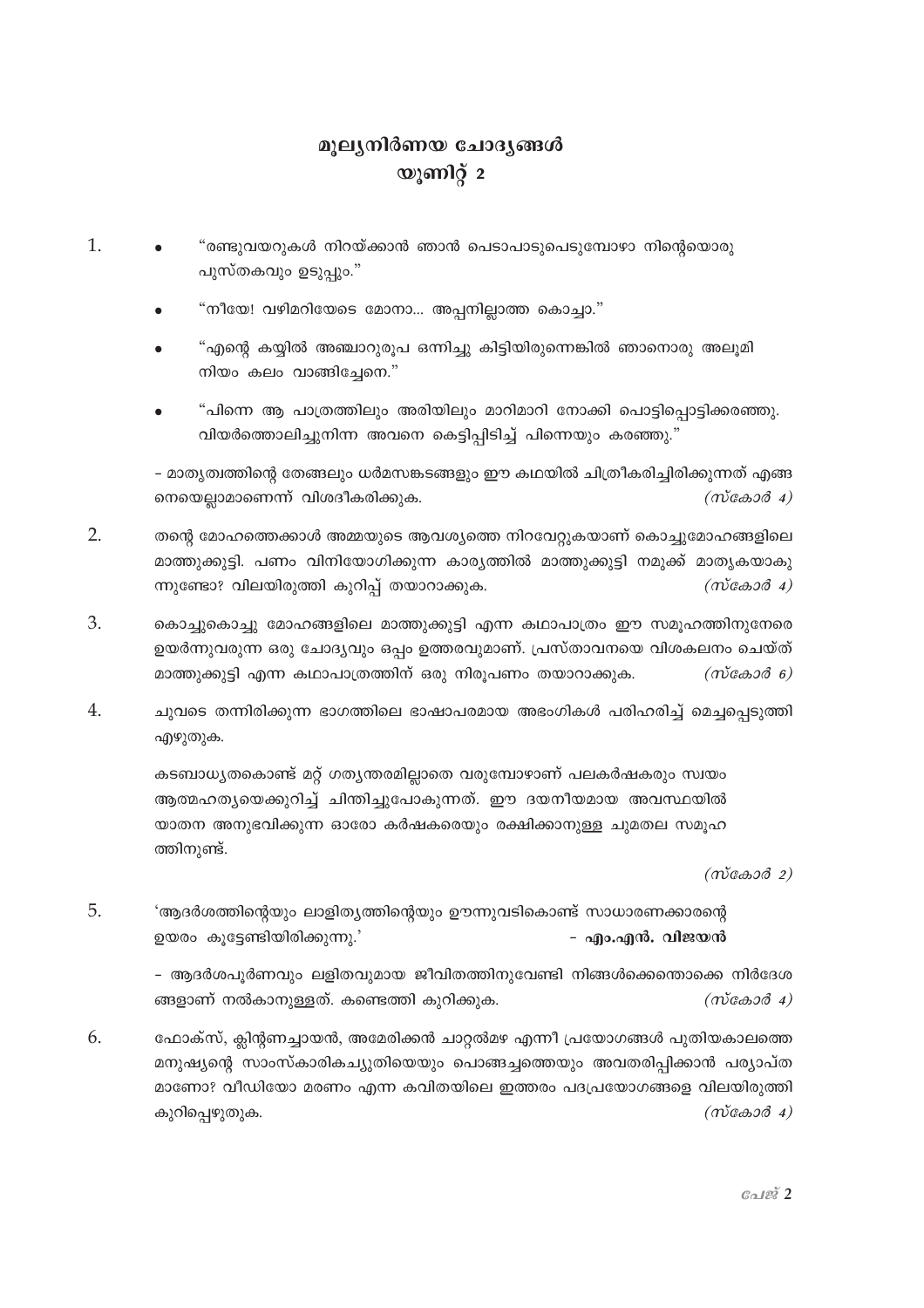# മൂല്യനിർണയ ചോദ്യങ്ങൾ
## യൂണിറ്റ് 2

1. 
   - "രണ്ടുവയറുകൾ നിറയ്ക്കാൻ ഞാൻ പെടാപാടുപെടുമ്പോഴാ നിന്റെയൊരു പുസ്തകവും ഉടുപ്പും."
   - "നീയേ! വഴിമറിയേടെ മോനാ... അപ്പനില്ലാത്ത കൊച്ചാ."
   - "എന്റെ കയ്യിൽ അഞ്ചാറുരൂപ ഒന്നിച്ചു കിട്ടിയിരുന്നെങ്കിൽ ഞാനൊരു അലൂമിനിയം കലം വാങ്ങിച്ചേനെ."
   - "പിന്നെ ആ പാത്രത്തിലും അരിയിലും മാറിമാറി നോക്കി പൊട്ടിപ്പൊട്ടിക്കരഞ്ഞു. വിയർത്തൊലിച്ചുനിന്ന അവനെ കെട്ടിപ്പിടിച്ച് പിന്നെയും കരഞ്ഞു."

   - മാതൃത്വത്തിന്റെ തേങ്ങലും ധർമസങ്കടങ്ങളും ഈ കഥയിൽ ചിത്രീകരിച്ചിരിക്കുന്നത് എങ്ങനെയെല്ലാമാണെന്ന് വിശദീകരിക്കുക. *(സ്കോർ 4)*

2. തന്റെ മോഹത്തെക്കാൾ അമ്മയുടെ ആവശ്യത്തെ നിറവേറ്റുകയാണ് കൊച്ചുമോഹങ്ങളിലെ മാത്തുക്കുട്ടി. പണം വിനിയോഗിക്കുന്ന കാര്യത്തിൽ മാത്തുക്കുട്ടി നമുക്ക് മാതൃകയാകുന്നുണ്ടോ? വിലയിരുത്തി കുറിപ്പ് തയാറാക്കുക. *(സ്കോർ 4)*

3. കൊച്ചുകൊച്ചു മോഹങ്ങളിലെ മാത്തുക്കുട്ടി എന്ന കഥാപാത്രം ഈ സമൂഹത്തിനുനേരെ ഉയർന്നുവരുന്ന ഒരു ചോദ്യവും ഒപ്പം ഉത്തരവുമാണ്. പ്രസ്താവനയെ വിശകലനം ചെയ്ത് മാത്തുക്കുട്ടി എന്ന കഥാപാത്രത്തിന് ഒരു നിരൂപണം തയാറാക്കുക. *(സ്കോർ 6)*

4. ചുവടെ തന്നിരിക്കുന്ന ഭാഗത്തിലെ ഭാഷാപരമായ അഭംഗികൾ പരിഹരിച്ച് മെച്ചപ്പെടുത്തി എഴുതുക.

   കടബാധ്യതകൊണ്ട് മറ്റ് ഗത്യന്തരമില്ലാതെ വരുമ്പോഴാണ് പലകർഷകരും സ്വയം ആത്മഹത്യയെക്കുറിച്ച് ചിന്തിച്ചുപോകുന്നത്. ഈ ദയനീയമായ അവസ്ഥയിൽ യാതന അനുഭവിക്കുന്ന ഓരോ കർഷകരെയും രക്ഷിക്കാനുള്ള ചുമതല സമൂഹത്തിനുണ്ട്.

   *(സ്കോർ 2)*

5. 'ആദർശത്തിന്റെയും ലാളിത്യത്തിന്റെയും ഊന്നുവടികൊണ്ട് സാധാരണക്കാരന്റെ ഉയരം കൂട്ടേണ്ടിയിരിക്കുന്നു.' **- എം.എൻ. വിജയൻ**

   - ആദർശപൂർണവും ലളിതവുമായ ജീവിതത്തിനുവേണ്ടി നിങ്ങൾക്കെന്തൊക്കെ നിർദേശങ്ങളാണ് നൽകാനുള്ളത്. കണ്ടെത്തി കുറിക്കുക. *(സ്കോർ 4)*

6. ഫോക്സ്, ക്ലിന്റണച്ചായൻ, അമേരിക്കൻ ചാറ്റൽമഴ എന്നീ പ്രയോഗങ്ങൾ പുതിയകാലത്തെ മനുഷ്യന്റെ സാംസ്കാരികച്യുതിയെയും പൊങ്ങച്ചത്തെയും അവതരിപ്പിക്കാൻ പര്യാപ്തമാണോ? വീഡിയോ മരണം എന്ന കവിതയിലെ ഇത്തരം പദപ്രയോഗങ്ങളെ വിലയിരുത്തി കുറിപ്പെഴുതുക. *(സ്കോർ 4)*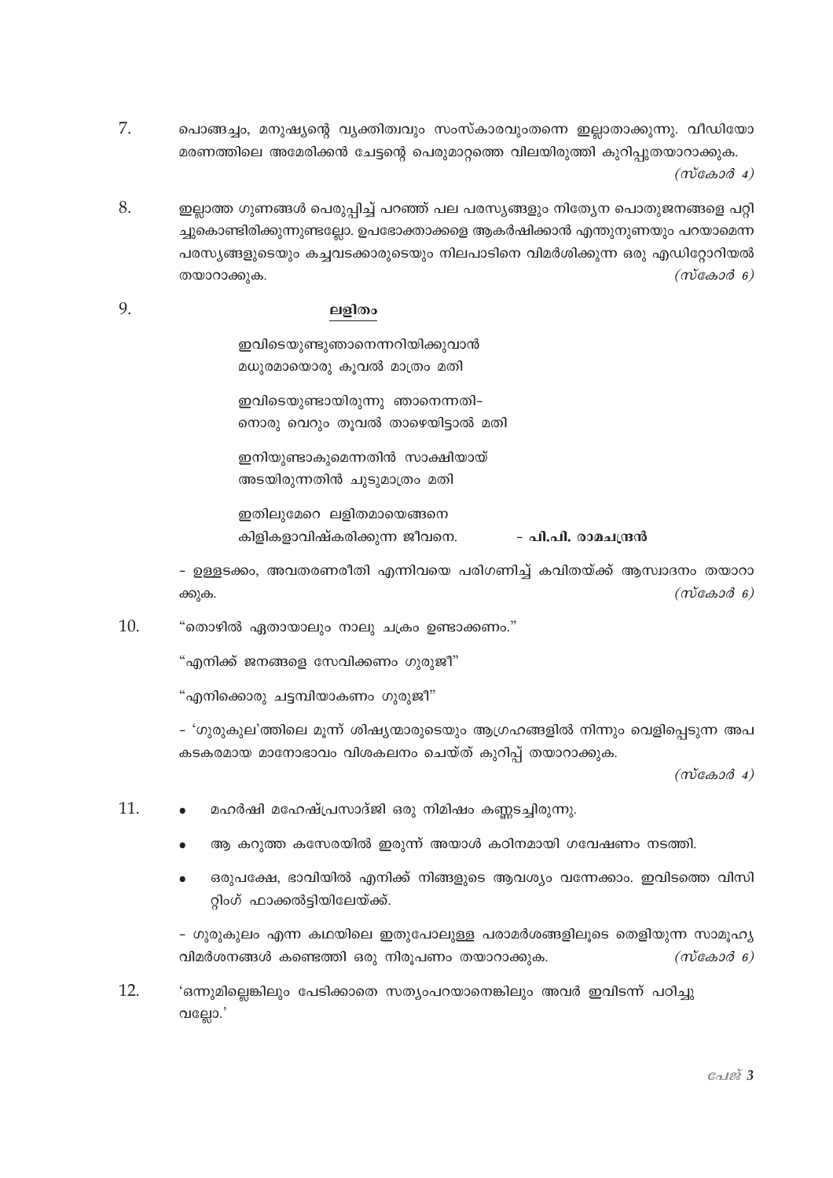7. പൊങ്ങച്ചം, മനുഷ്യന്റെ വ്യക്തിത്വവും സംസ്കാരവുംതന്നെ ഇല്ലാതാക്കുന്നു. വീഡിയോ മരണത്തിലെ അമേരിക്കൻ ചേട്ടന്റെ പെരുമാറ്റത്തെ വിലയിരുത്തി കുറിപ്പുതയാറാക്കുക. *(സ്കോർ 4)*

8. ഇല്ലാത്ത ഗുണങ്ങൾ പെരുപ്പിച്ച് പറഞ്ഞ് പല പരസ്യങ്ങളും നിത്യേന പൊതുജനങ്ങളെ പറ്റിച്ചുകൊണ്ടിരിക്കുന്നുണ്ടല്ലോ. ഉപഭോക്താക്കളെ ആകർഷിക്കാൻ എന്തുനുണയും പറയാമെന്ന പരസ്യങ്ങളുടെയും കച്ചവടക്കാരുടെയും നിലപാടിനെ വിമർശിക്കുന്ന ഒരു എഡിറ്റോറിയൽ തയാറാക്കുക. *(സ്കോർ 6)*

9. **ലളിതം**

   ഇവിടെയുണ്ടുഞാനെന്നറിയിക്കുവാൻ
   മധുരമായൊരു കൂവൽ മാത്രം മതി

   ഇവിടെയുണ്ടായിരുന്നു ഞാനെന്നതി-
   നൊരു വെറും തൂവൽ താഴെയിട്ടാൽ മതി

   ഇനിയുണ്ടാകുമെന്നതിൻ സാക്ഷിയായ്
   അടയിരുന്നതിൻ ചൂടുമാത്രം മതി

   ഇതിലുമേറെ ലളിതമായെങ്ങനെ
   കിളികളാവിഷ്കരിക്കുന്ന ജീവനെ. - **പി.പി. രാമചന്ദ്രൻ**

   - ഉള്ളടക്കം, അവതരണരീതി എന്നിവയെ പരിഗണിച്ച് കവിതയ്ക്ക് ആസ്വാദനം തയാറാക്കുക. *(സ്കോർ 6)*

10. "തൊഴിൽ ഏതായാലും നാലു ചക്രം ഉണ്ടാക്കണം."

    "എനിക്ക് ജനങ്ങളെ സേവിക്കണം ഗുരുജീ"

    "എനിക്കൊരു ചട്ടമ്പിയാകണം ഗുരുജീ"

    - 'ഗുരുകുല'ത്തിലെ മൂന്ന് ശിഷ്യന്മാരുടെയും ആഗ്രഹങ്ങളിൽ നിന്നും വെളിപ്പെടുന്ന അപകടകരമായ മാനോഭാവം വിശകലനം ചെയ്ത് കുറിപ്പ് തയാറാക്കുക.

    *(സ്കോർ 4)*

11. 
    - മഹർഷി മഹേഷ്പ്രസാദ്ജി ഒരു നിമിഷം കണ്ണടച്ചിരുന്നു.
    - ആ കറുത്ത കസേരയിൽ ഇരുന്ന് അയാൾ കഠിനമായി ഗവേഷണം നടത്തി.
    - ഒരുപക്ഷേ, ഭാവിയിൽ എനിക്ക് നിങ്ങളുടെ ആവശ്യം വന്നേക്കാം. ഇവിടത്തെ വിസിറ്റിംഗ് ഫാക്കൽട്ടിയിലേയ്ക്ക്.

    - ഗുരുകുലം എന്ന കഥയിലെ ഇതുപോലുള്ള പരാമർശങ്ങളിലൂടെ തെളിയുന്ന സാമൂഹ്യ വിമർശനങ്ങൾ കണ്ടെത്തി ഒരു നിരൂപണം തയാറാക്കുക. *(സ്കോർ 6)*

12. 'ഒന്നുമില്ലെങ്കിലും പേടിക്കാതെ സത്യംപറയാനെങ്കിലും അവർ ഇവിടന്ന് പഠിച്ചുവല്ലോ.'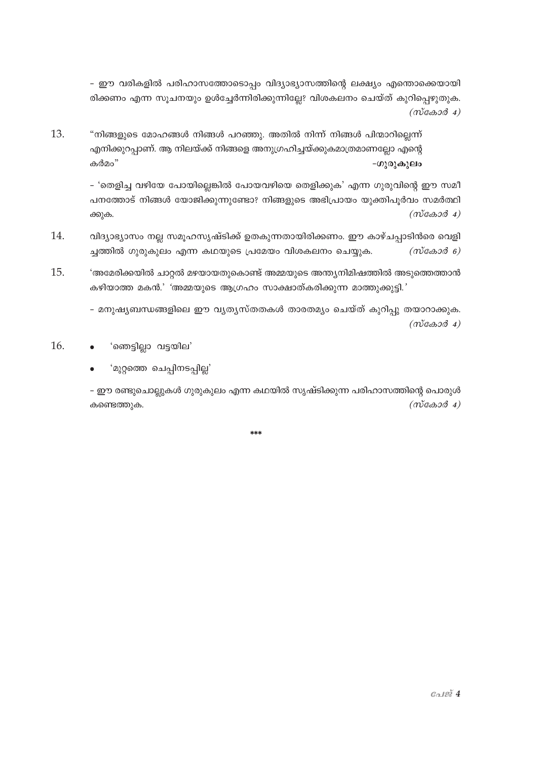- ഈ വരികളിൽ പരിഹാസത്തോടൊപ്പം വിദ്യാഭ്യാസത്തിന്റെ ലക്ഷ്യം എന്തൊക്കെയായിരിക്കണം എന്ന സൂചനയും ഉൾച്ചേർന്നിരിക്കുന്നില്ലേ? വിശകലനം ചെയ്ത് കുറിപ്പെഴുതുക. *(സ്കോർ 4)*

13. "നിങ്ങളുടെ മോഹങ്ങൾ നിങ്ങൾ പറഞ്ഞു. അതിൽ നിന്ന് നിങ്ങൾ പിന്മാറില്ലെന്ന് എനിക്കുറപ്പാണ്. ആ നിലയ്ക്ക് നിങ്ങളെ അനുഗ്രഹിച്ചയ്ക്കുകമാത്രമാണല്ലോ എന്റെ കർമം" **-ഗുരുകുലം**

    - 'തെളിച്ച വഴിയേ പോയില്ലെങ്കിൽ പോയവഴിയെ തെളിക്കുക' എന്ന ഗുരുവിന്റെ ഈ സമീപനത്തോട് നിങ്ങൾ യോജിക്കുന്നുണ്ടോ? നിങ്ങളുടെ അഭിപ്രായം യുക്തിപൂർവം സമർത്ഥിക്കുക. *(സ്കോർ 4)*

14. വിദ്യാഭ്യാസം നല്ല സമൂഹസൃഷ്ടിക്ക് ഉതകുന്നതായിരിക്കണം. ഈ കാഴ്ചപ്പാടിൻെറ വെളിച്ചത്തിൽ ഗുരുകുലം എന്ന കഥയുടെ പ്രമേയം വിശകലനം ചെയ്യുക. *(സ്കോർ 6)*

15. 'അമേരിക്കയിൽ ചാറ്റൽ മഴയായതുകൊണ്ട് അമ്മയുടെ അന്ത്യനിമിഷത്തിൽ അടുത്തെത്താൻ കഴിയാത്ത മകൻ.' 'അമ്മയുടെ ആഗ്രഹം സാക്ഷാത്കരിക്കുന്ന മാത്തുക്കുട്ടി.'

    - മനുഷ്യബന്ധങ്ങളിലെ ഈ വ്യത്യസ്തതകൾ താരതമ്യം ചെയ്ത് കുറിപ്പു തയാറാക്കുക. *(സ്കോർ 4)*

16. 
    - 'ഞെട്ടില്ലാ വട്ടയില'
    - 'മുറ്റത്തെ ചെപ്പിനടപ്പില്ല'

    - ഈ രണ്ടുചൊല്ലുകൾ ഗുരുകുലം എന്ന കഥയിൽ സൃഷ്ടിക്കുന്ന പരിഹാസത്തിന്റെ പൊരുൾ കണ്ടെത്തുക. *(സ്കോർ 4)*

***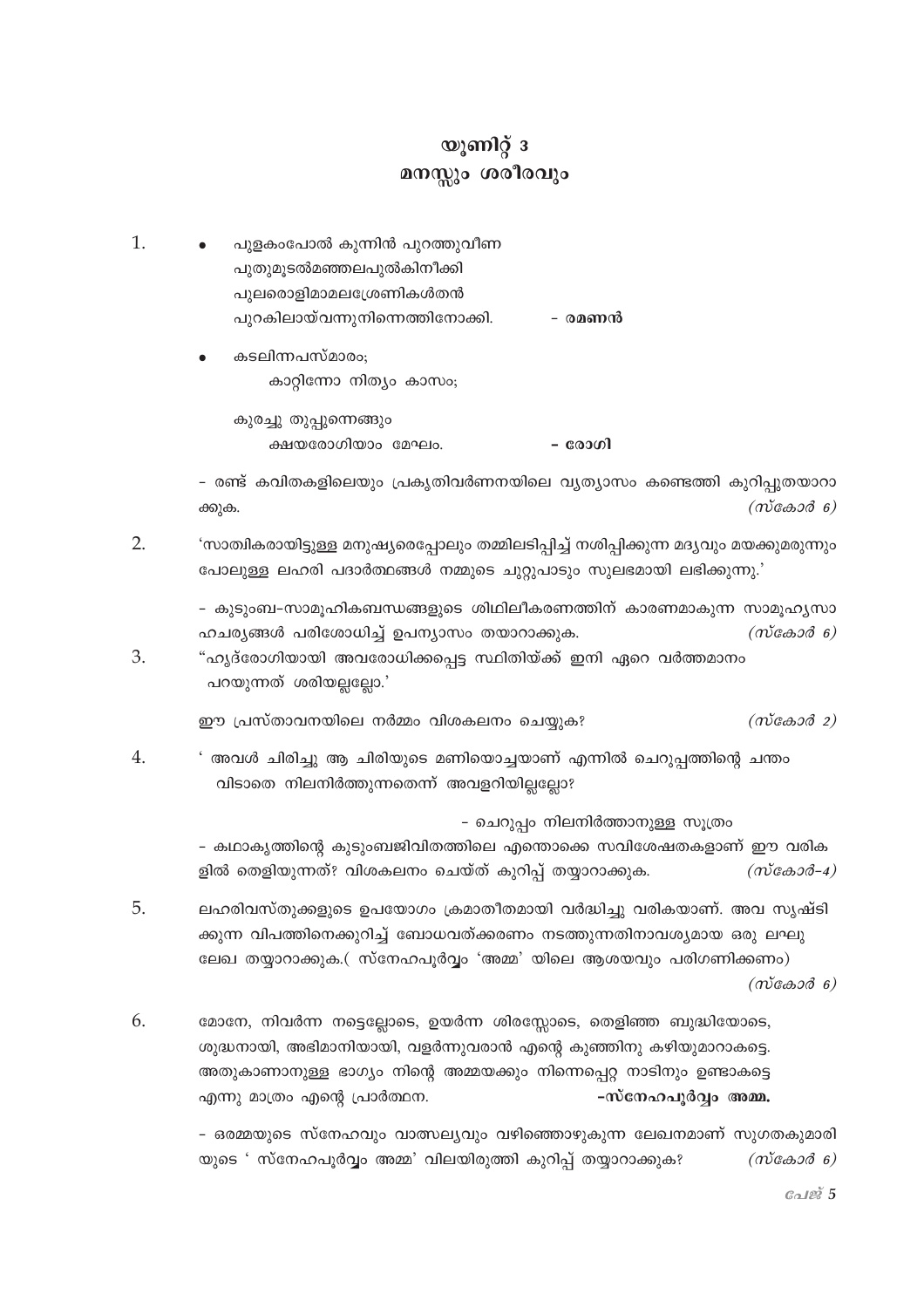# യൂണിറ്റ് 3
## മനസ്സും ശരീരവും

1. 
   - പുളകംപോൽ കുന്നിൻ പുറത്തുവീണ  
     പുതുമൂടൽമഞ്ഞലപുൽകിനീക്കി  
     പുലരൊളിമാമലശ്രേണികൾതൻ  
     പുറകിലായ്വന്നുനിന്നെത്തിനോക്കി. – **രമണൻ**

   - കടലിന്നപസ്മാരം;  
     കാറ്റിന്നോ നിത്യം കാസം;

     കുരച്ചു തുപ്പുന്നെങ്ങും  
     ക്ഷയരോഗിയാം മേഘം. – **രോഗി**

   – രണ്ട് കവിതകളിലെയും പ്രകൃതിവർണനയിലെ വ്യത്യാസം കണ്ടെത്തി കുറിപ്പുതയാറാക്കുക. *(സ്കോർ 6)*

2. 'സാത്വികരായിട്ടുള്ള മനുഷ്യരെപ്പോലും തമ്മിലടിപ്പിച്ച് നശിപ്പിക്കുന്ന മദ്യവും മയക്കുമരുന്നും പോലുള്ള ലഹരി പദാർത്ഥങ്ങൾ നമ്മുടെ ചുറ്റുപാടും സുലഭമായി ലഭിക്കുന്നു.'

   – കുടുംബ-സാമൂഹികബന്ധങ്ങളുടെ ശിഥിലീകരണത്തിന് കാരണമാകുന്ന സാമൂഹ്യസാഹചര്യങ്ങൾ പരിശോധിച്ച് ഉപന്യാസം തയാറാക്കുക. *(സ്കോർ 6)*

3. "ഹൃദ്രോഗിയായി അവരോധിക്കപ്പെട്ട സ്ഥിതിയ്ക്ക് ഇനി ഏറെ വർത്തമാനം പറയുന്നത് ശരിയല്ലല്ലോ.'

   ഈ പ്രസ്താവനയിലെ നർമ്മം വിശകലനം ചെയ്യുക? *(സ്കോർ 2)*

4. ' അവൾ ചിരിച്ചു ആ ചിരിയുടെ മണിയൊച്ചയാണ് എന്നിൽ ചെറുപ്പത്തിന്റെ ചന്തം വിടാതെ നിലനിർത്തുന്നതെന്ന് അവളറിയില്ലല്ലോ?

   – ചെറുപ്പം നിലനിർത്താനുള്ള സൂത്രം

   – കഥാകൃത്തിന്റെ കുടുംബജീവിതത്തിലെ എന്തൊക്കെ സവിശേഷതകളാണ് ഈ വരികളിൽ തെളിയുന്നത്? വിശകലനം ചെയ്ത് കുറിപ്പ് തയ്യാറാക്കുക. *(സ്കോർ-4)*

5. ലഹരിവസ്തുക്കളുടെ ഉപയോഗം ക്രമാതീതമായി വർദ്ധിച്ചു വരികയാണ്. അവ സൃഷ്ടിക്കുന്ന വിപത്തിനെക്കുറിച്ച് ബോധവത്ക്കരണം നടത്തുന്നതിനാവശ്യമായ ഒരു ലഘുലേഖ തയ്യാറാക്കുക.( സ്നേഹപൂർവ്വം 'അമ്മ' യിലെ ആശയവും പരിഗണിക്കണം) *(സ്കോർ 6)*

6. മോനേ, നിവർന്ന നട്ടെല്ലോടെ, ഉയർന്ന ശിരസ്സോടെ, തെളിഞ്ഞ ബുദ്ധിയോടെ, ശുദ്ധനായി, അഭിമാനിയായി, വളർന്നുവരാൻ എന്റെ കുഞ്ഞിനു കഴിയുമാറാകട്ടെ. അതുകാണാനുള്ള ഭാഗ്യം നിന്റെ അമ്മയക്കും നിന്നെപ്പെറ്റ നാടിനും ഉണ്ടാകട്ടെ എന്നു മാത്രം എന്റെ പ്രാർത്ഥന. **-സ്നേഹപൂർവ്വം അമ്മ.**

   – ഒരമ്മയുടെ സ്നേഹവും വാത്സല്യവും വഴിഞ്ഞൊഴുകുന്ന ലേഖനമാണ് സുഗതകുമാരിയുടെ ' സ്നേഹപൂർവ്വം അമ്മ' വിലയിരുത്തി കുറിപ്പ് തയ്യാറാക്കുക? *(സ്കോർ 6)*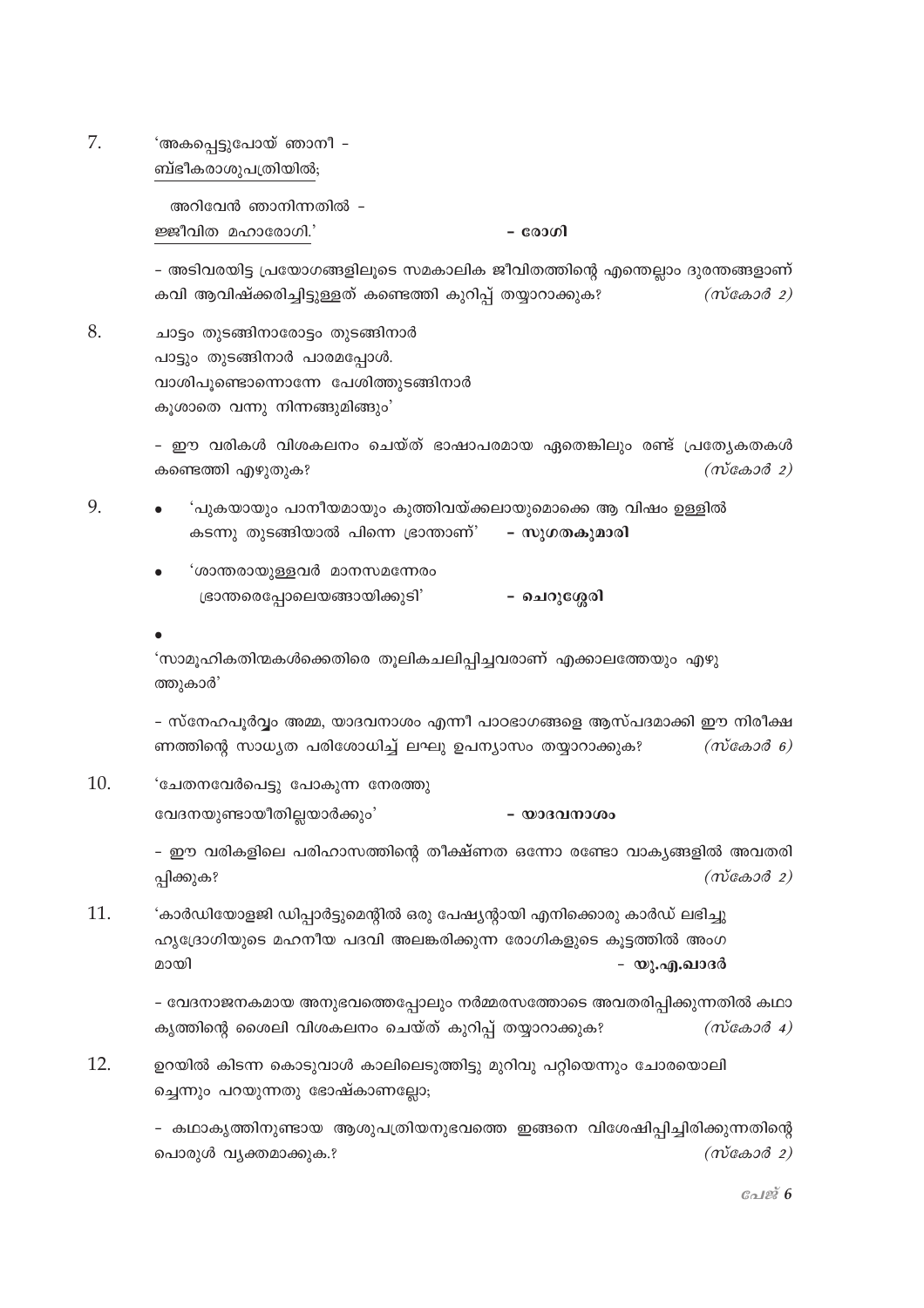7. 'അകപ്പെട്ടുപോയ് ഞാനീ -
<u>ബ്ഭീകരാശുപത്രിയിൽ;</u>

   അറിവേൻ ഞാനിന്നതിൽ -
   <u>ജ്ജീവിത മഹാരോഗി.'</u> **- രോഗി**

   - അടിവരയിട്ട പ്രയോഗങ്ങളിലൂടെ സമകാലിക ജീവിതത്തിന്റെ എന്തെല്ലാം ദുരന്തങ്ങളാണ് കവി ആവിഷ്ക്കരിച്ചിട്ടുള്ളത് കണ്ടെത്തി കുറിപ്പ് തയ്യാറാക്കുക? *(സ്കോർ 2)*

8. ചാട്ടം തുടങ്ങിനാരോട്ടം തുടങ്ങിനാർ
   പാട്ടും തുടങ്ങിനാർ പാരമപ്പോൾ.
   വാശിപൂണ്ടൊന്നൊന്നേ പേശിത്തുടങ്ങിനാർ
   കൂശാതെ വന്നു നിന്നങ്ങുമിങ്ങും'

   - ഈ വരികൾ വിശകലനം ചെയ്ത് ഭാഷാപരമായ ഏതെങ്കിലും രണ്ട് പ്രത്യേകതകൾ കണ്ടെത്തി എഴുതുക? *(സ്കോർ 2)*

9.
   - 'പുകയായും പാനീയമായും കുത്തിവയ്ക്കലായുമൊക്കെ ആ വിഷം ഉള്ളിൽ കടന്നു തുടങ്ങിയാൽ പിന്നെ ഭ്രാന്താണ്' **- സുഗതകുമാരി**
   - 'ശാന്തരായുള്ളവർ മാനസമന്നേരം
     ഭ്രാന്തരെപ്പോലെയങ്ങായിക്കൂടി' **- ചെറുശ്ശേരി**
   - 'സാമൂഹികതിന്മകൾക്കെതിരെ തൂലികചലിപ്പിച്ചവരാണ് എക്കാലത്തേയും എഴുത്തുകാർ'

   - സ്നേഹപൂർവ്വം അമ്മ, യാദവനാശം എന്നീ പാഠഭാഗങ്ങളെ ആസ്പദമാക്കി ഈ നിരീക്ഷണത്തിന്റെ സാധ്യത പരിശോധിച്ച് ലഘു ഉപന്യാസം തയ്യാറാക്കുക? *(സ്കോർ 6)*

10. 'ചേതനവേർപെട്ടു പോകുന്ന നേരത്തു
    വേദനയുണ്ടായീതില്ലയാർക്കും' **- യാദവനാശം**

    - ഈ വരികളിലെ പരിഹാസത്തിന്റെ തീക്ഷ്ണത ഒന്നോ രണ്ടോ വാക്യങ്ങളിൽ അവതരിപ്പിക്കുക? *(സ്കോർ 2)*

11. 'കാർഡിയോളജി ഡിപ്പാർട്ടുമെന്റിൽ ഒരു പേഷ്യന്റായി എനിക്കൊരു കാർഡ് ലഭിച്ചു ഹൃദ്രോഗിയുടെ മഹനീയ പദവി അലങ്കരിക്കുന്ന രോഗികളുടെ കൂട്ടത്തിൽ അംഗമായി **- യു.എ.ഖാദർ**

    - വേദനാജനകമായ അനുഭവത്തെപ്പോലും നർമ്മരസത്തോടെ അവതരിപ്പിക്കുന്നതിൽ കഥാകൃത്തിന്റെ ശൈലി വിശകലനം ചെയ്ത് കുറിപ്പ് തയ്യാറാക്കുക? *(സ്കോർ 4)*

12. ഉറയിൽ കിടന്ന കൊടുവാൾ കാലിലെടുത്തിട്ടു മുറിവു പറ്റിയെന്നും ചോരയൊലിച്ചെന്നും പറയുന്നതു ഭോഷ്കാണല്ലോ;

    - കഥാകൃത്തിനുണ്ടായ ആശുപത്രിയനുഭവത്തെ ഇങ്ങനെ വിശേഷിപ്പിച്ചിരിക്കുന്നതിന്റെ പൊരുൾ വ്യക്തമാക്കുക.? *(സ്കോർ 2)*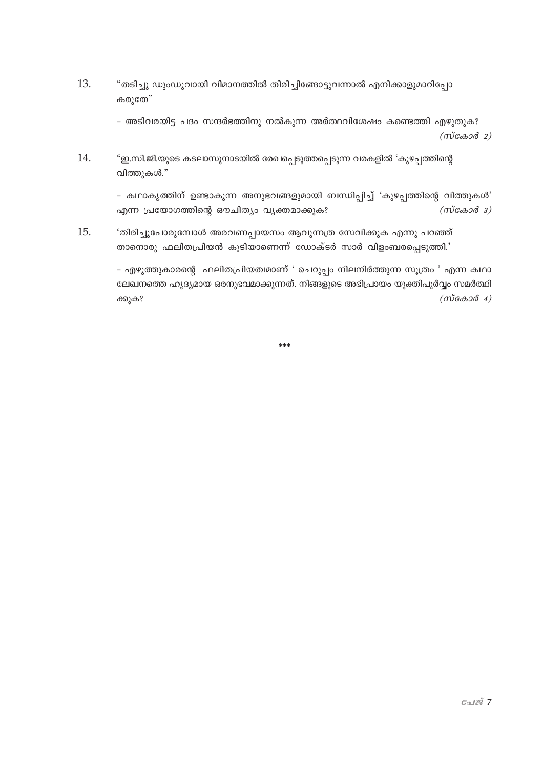13. "തടിച്ചു ഡുംഡുവായി വിമാനത്തിൽ തിരിച്ചിങ്ങോട്ടുവന്നാൽ എനിക്കാളുമാറിപ്പോ കരുതേ"

- അടിവരയിട്ട പദം സന്ദർഭത്തിനു നൽകുന്ന അർത്ഥവിശേഷം കണ്ടെത്തി എഴുതുക? *(സ്കോർ 2)*

14. "ഇ.സി.ജി.യുടെ കടലാസുനാടയിൽ രേഖപ്പെടുത്തപ്പെടുന്ന വരകളിൽ 'കുഴപ്പത്തിന്റെ വിത്തുകൾ.'"

- കഥാകൃത്തിന് ഉണ്ടാകുന്ന അനുഭവങ്ങളുമായി ബന്ധിപ്പിച്ച് 'കുഴപ്പത്തിന്റെ വിത്തുകൾ' എന്ന പ്രയോഗത്തിന്റെ ഔചിത്യം വ്യക്തമാക്കുക? *(സ്കോർ 3)*

15. 'തിരിച്ചുപോരുമ്പോൾ അരവണപ്പായസം ആവുന്നത്ര സേവിക്കുക എന്നു പറഞ്ഞ് താനൊരു ഫലിതപ്രിയൻ കൂടിയാണെന്ന് ഡോക്ടർ സാർ വിളംബരപ്പെടുത്തി.'

- എഴുത്തുകാരന്റെ ഫലിതപ്രിയത്വമാണ് ' ചെറുപ്പം നിലനിർത്തുന്ന സൂത്രം ' എന്ന കഥാ ലേഖനത്തെ ഹൃദ്യമായ ഒരനുഭവമാക്കുന്നത്. നിങ്ങളുടെ അഭിപ്രായം യുക്തിപൂർവ്വം സമർത്ഥിക്കുക? *(സ്കോർ 4)*

***